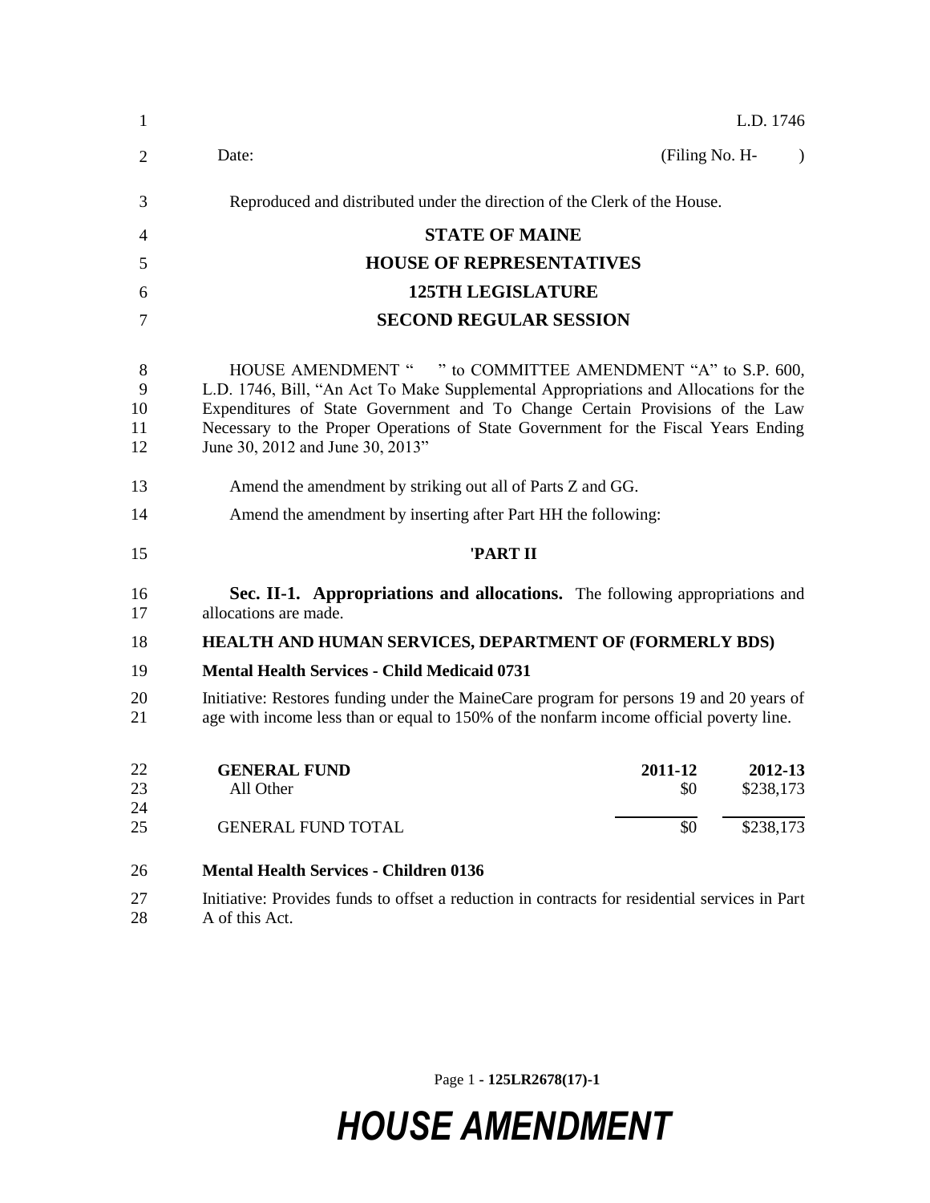L.D. 1746

Date: (Filing No. H- )

Reproduced and distributed under the direction of the Clerk of the House.

**STATE OF MAINE**

**HOUSE OF REPRESENTATIVES**

**125TH LEGISLATURE**

**SECOND REGULAR SESSION**

HOUSE AMENDMENT " " to COMMITTEE AMENDMENT "A" to S.P. 600, L.D. 1746, Bill, "An Act To Make Supplemental Appropriations and Allocations for the Expenditures of State Government and To Change Certain Provisions of the Law Necessary to the Proper Operations of State Government for the Fiscal Years Ending June 30, 2012 and June 30, 2013"

Amend the amendment by striking out all of Parts Z and GG.

Amend the amendment by inserting after Part HH the following:

**'PART II**

**Sec. II-1. Appropriations and allocations.** The following appropriations and allocations are made.

**HEALTH AND HUMAN SERVICES, DEPARTMENT OF (FORMERLY BDS)**

**Mental Health Services - Child Medicaid 0731**

Initiative: Restores funding under the MaineCare program for persons 19 and 20 years of age with income less than or equal to 150% of the nonfarm income official poverty line.

| GENERAL FUND | 2011-12 | 2012-13 |
|---|---|---|
| All Other | $0 | $238,173 |
| GENERAL FUND TOTAL | $0 | $238,173 |

**Mental Health Services - Children 0136**

Initiative: Provides funds to offset a reduction in contracts for residential services in Part A of this Act.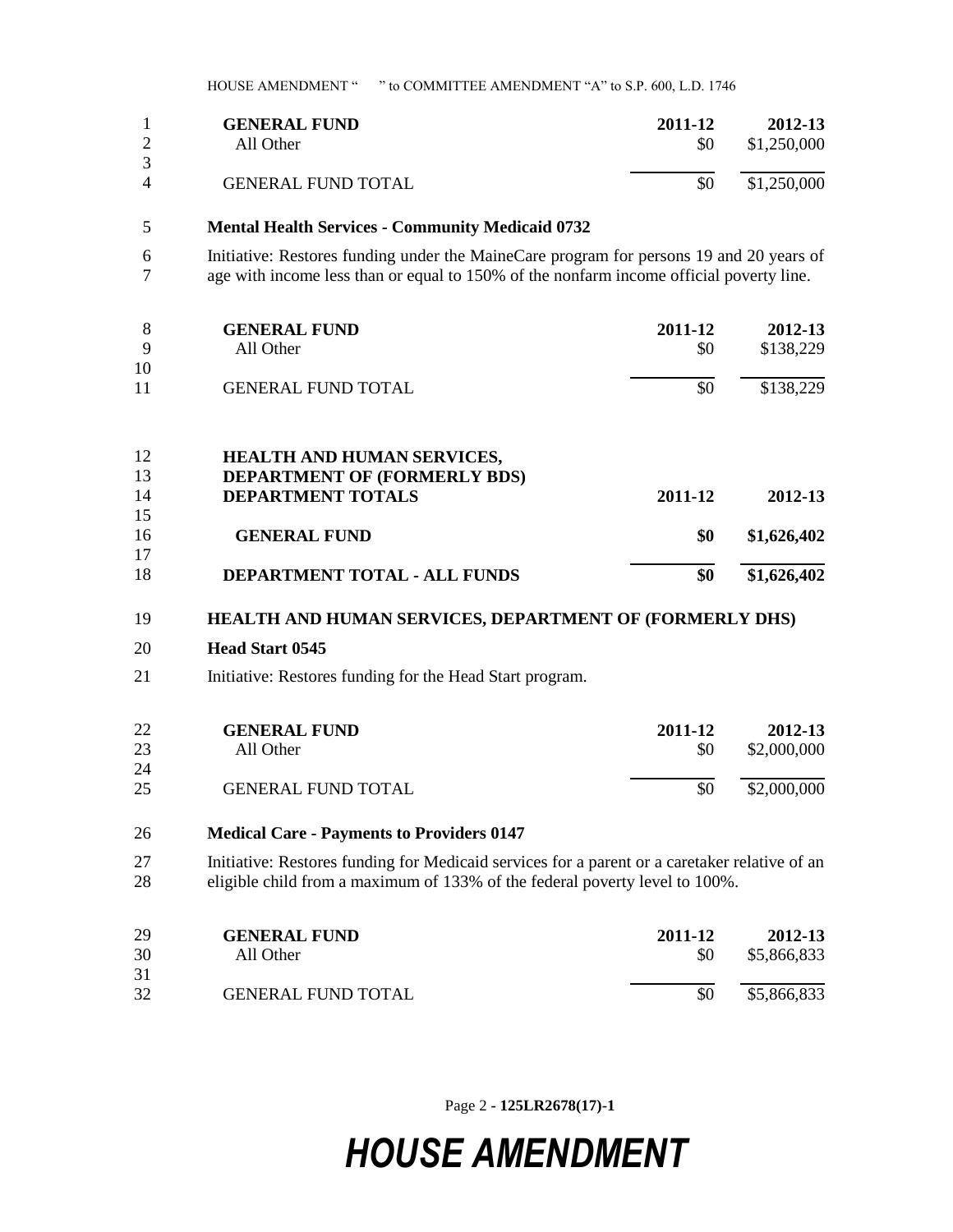| GENERAL FUND | 2011-12 | 2012-13 |
|---|---|---|
| All Other | $0 | $1,250,000 |
| GENERAL FUND TOTAL | $0 | $1,250,000 |

**Mental Health Services - Community Medicaid 0732**

Initiative: Restores funding under the MaineCare program for persons 19 and 20 years of age with income less than or equal to 150% of the nonfarm income official poverty line.

| GENERAL FUND | 2011-12 | 2012-13 |
|---|---|---|
| All Other | $0 | $138,229 |
| GENERAL FUND TOTAL | $0 | $138,229 |

| HEALTH AND HUMAN SERVICES, DEPARTMENT OF (FORMERLY BDS) DEPARTMENT TOTALS | 2011-12 | 2012-13 |
|---|---|---|
| **GENERAL FUND** | **$0** | **$1,626,402** |
| **DEPARTMENT TOTAL - ALL FUNDS** | **$0** | **$1,626,402** |

**HEALTH AND HUMAN SERVICES, DEPARTMENT OF (FORMERLY DHS)**

**Head Start 0545**

Initiative: Restores funding for the Head Start program.

| GENERAL FUND | 2011-12 | 2012-13 |
|---|---|---|
| All Other | $0 | $2,000,000 |
| GENERAL FUND TOTAL | $0 | $2,000,000 |

**Medical Care - Payments to Providers 0147**

Initiative: Restores funding for Medicaid services for a parent or a caretaker relative of an eligible child from a maximum of 133% of the federal poverty level to 100%.

| GENERAL FUND | 2011-12 | 2012-13 |
|---|---|---|
| All Other | $0 | $5,866,833 |
| GENERAL FUND TOTAL | $0 | $5,866,833 |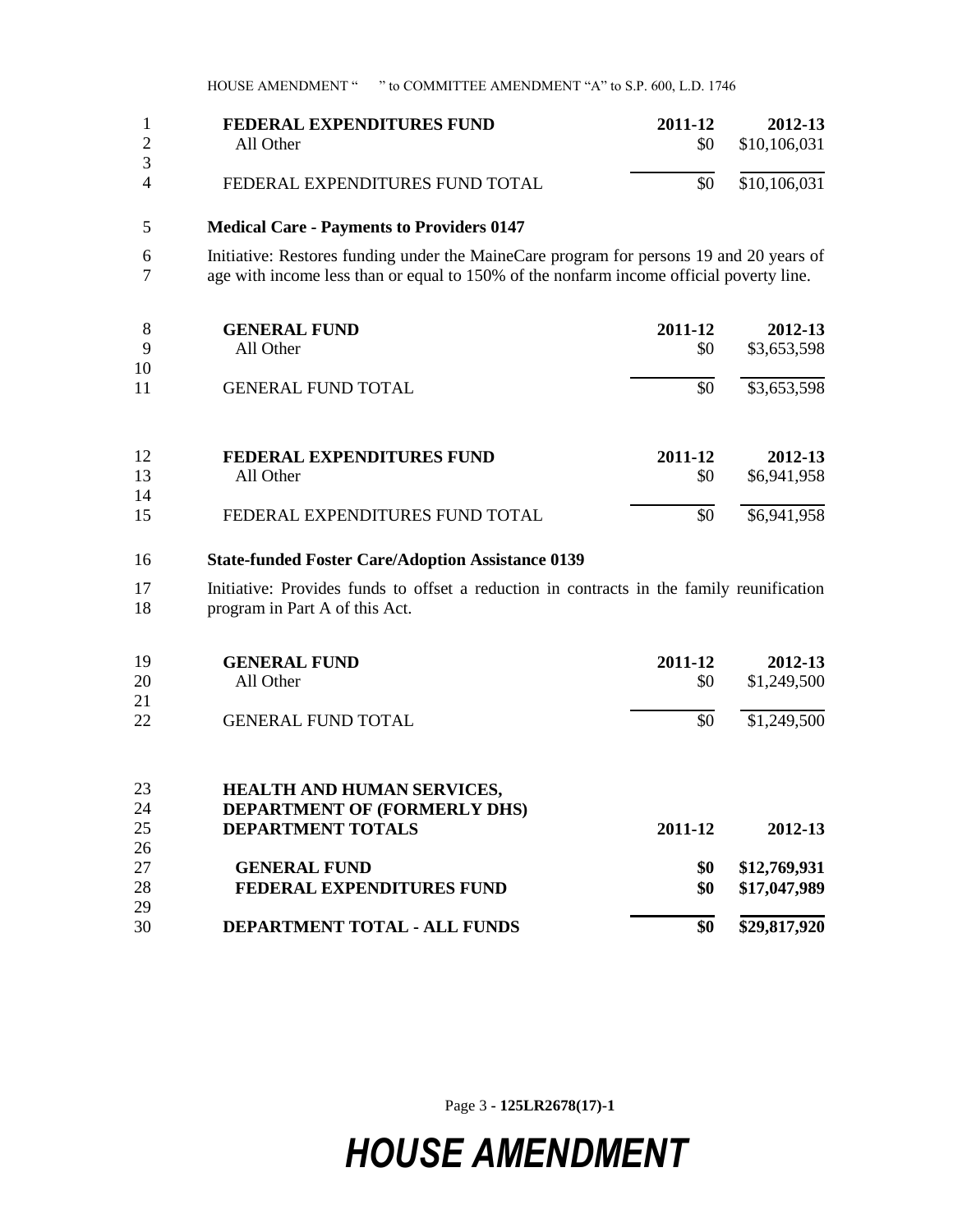| FEDERAL EXPENDITURES FUND | 2011-12 | 2012-13 |
|---|---|---|
| All Other | $0 | $10,106,031 |
| FEDERAL EXPENDITURES FUND TOTAL | $0 | $10,106,031 |

**Medical Care - Payments to Providers 0147**

Initiative: Restores funding under the MaineCare program for persons 19 and 20 years of age with income less than or equal to 150% of the nonfarm income official poverty line.

| GENERAL FUND | 2011-12 | 2012-13 |
|---|---|---|
| All Other | $0 | $3,653,598 |
| GENERAL FUND TOTAL | $0 | $3,653,598 |

| FEDERAL EXPENDITURES FUND | 2011-12 | 2012-13 |
|---|---|---|
| All Other | $0 | $6,941,958 |
| FEDERAL EXPENDITURES FUND TOTAL | $0 | $6,941,958 |

**State-funded Foster Care/Adoption Assistance 0139**

Initiative: Provides funds to offset a reduction in contracts in the family reunification program in Part A of this Act.

| GENERAL FUND | 2011-12 | 2012-13 |
|---|---|---|
| All Other | $0 | $1,249,500 |
| GENERAL FUND TOTAL | $0 | $1,249,500 |

| HEALTH AND HUMAN SERVICES, DEPARTMENT OF (FORMERLY DHS) DEPARTMENT TOTALS | 2011-12 | 2012-13 |
|---|---|---|
| **GENERAL FUND** | **$0** | **$12,769,931** |
| **FEDERAL EXPENDITURES FUND** | **$0** | **$17,047,989** |
| **DEPARTMENT TOTAL - ALL FUNDS** | **$0** | **$29,817,920** |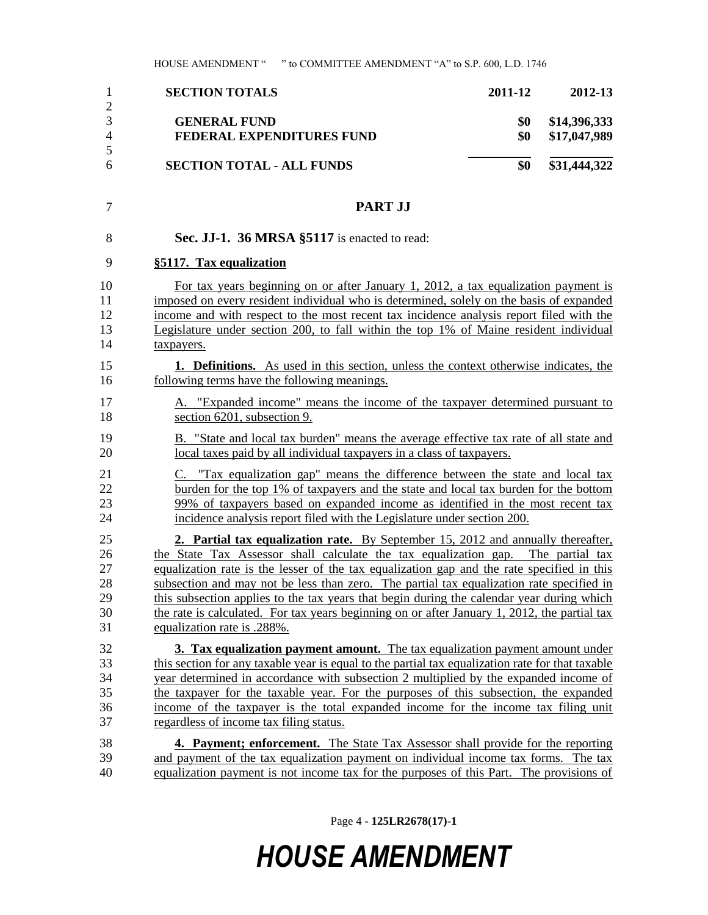| SECTION TOTALS | 2011-12 | 2012-13 |
|---|---|---|
| GENERAL FUND | $0 | $14,396,333 |
| FEDERAL EXPENDITURES FUND | $0 | $17,047,989 |
| SECTION TOTAL - ALL FUNDS | $0 | $31,444,322 |

## PART JJ

**Sec. JJ-1. 36 MRSA §5117** is enacted to read:

**§5117. Tax equalization**

For tax years beginning on or after January 1, 2012, a tax equalization payment is imposed on every resident individual who is determined, solely on the basis of expanded income and with respect to the most recent tax incidence analysis report filed with the Legislature under section 200, to fall within the top 1% of Maine resident individual taxpayers.

**1. Definitions.** As used in this section, unless the context otherwise indicates, the following terms have the following meanings.

A. "Expanded income" means the income of the taxpayer determined pursuant to section 6201, subsection 9.

B. "State and local tax burden" means the average effective tax rate of all state and local taxes paid by all individual taxpayers in a class of taxpayers.

C. "Tax equalization gap" means the difference between the state and local tax burden for the top 1% of taxpayers and the state and local tax burden for the bottom 99% of taxpayers based on expanded income as identified in the most recent tax incidence analysis report filed with the Legislature under section 200.

**2. Partial tax equalization rate.** By September 15, 2012 and annually thereafter, the State Tax Assessor shall calculate the tax equalization gap. The partial tax equalization rate is the lesser of the tax equalization gap and the rate specified in this subsection and may not be less than zero. The partial tax equalization rate specified in this subsection applies to the tax years that begin during the calendar year during which the rate is calculated. For tax years beginning on or after January 1, 2012, the partial tax equalization rate is .288%.

**3. Tax equalization payment amount.** The tax equalization payment amount under this section for any taxable year is equal to the partial tax equalization rate for that taxable year determined in accordance with subsection 2 multiplied by the expanded income of the taxpayer for the taxable year. For the purposes of this subsection, the expanded income of the taxpayer is the total expanded income for the income tax filing unit regardless of income tax filing status.

**4. Payment; enforcement.** The State Tax Assessor shall provide for the reporting and payment of the tax equalization payment on individual income tax forms. The tax equalization payment is not income tax for the purposes of this Part. The provisions of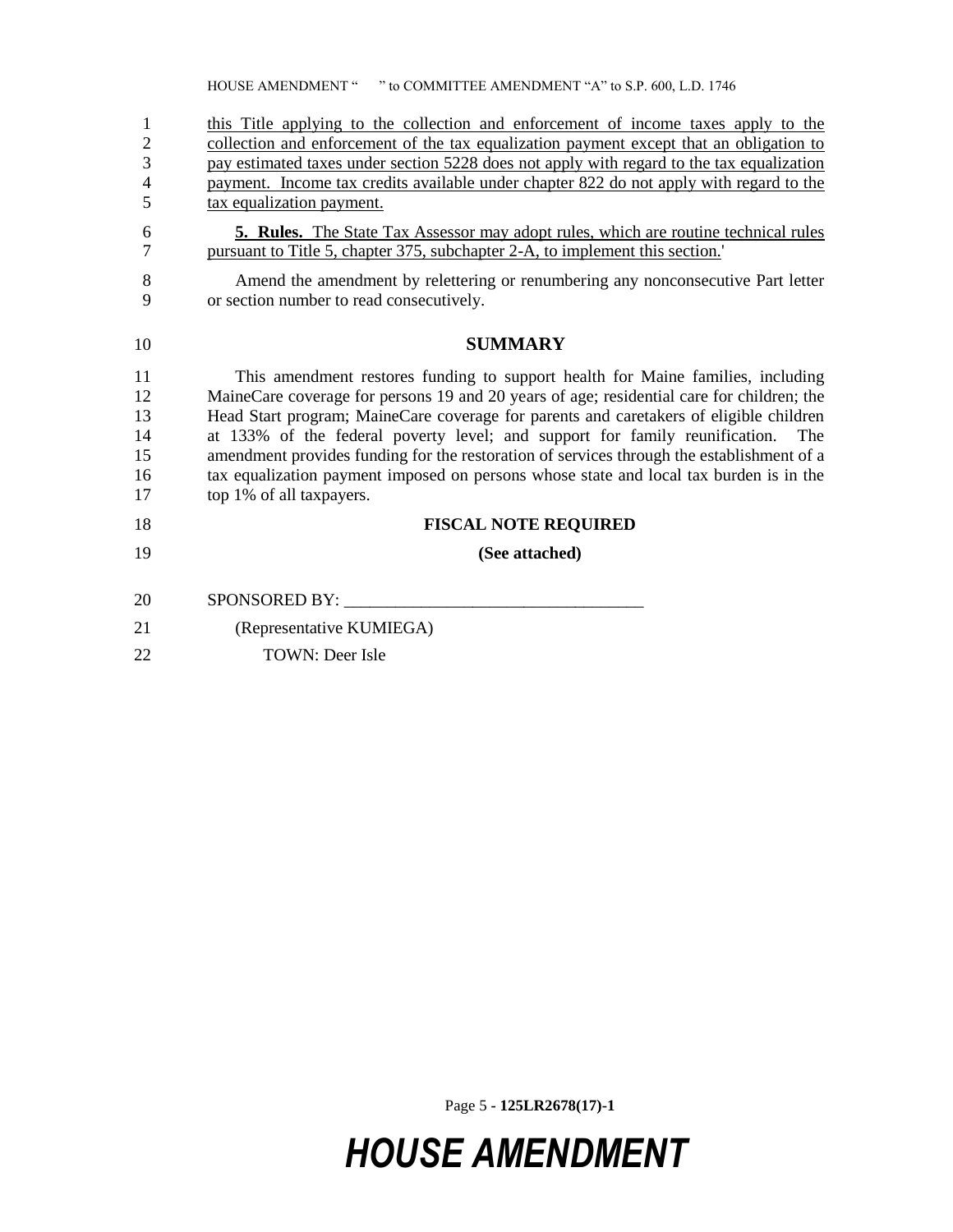this Title applying to the collection and enforcement of income taxes apply to the collection and enforcement of the tax equalization payment except that an obligation to pay estimated taxes under section 5228 does not apply with regard to the tax equalization payment. Income tax credits available under chapter 822 do not apply with regard to the tax equalization payment.

**5. Rules.** The State Tax Assessor may adopt rules, which are routine technical rules pursuant to Title 5, chapter 375, subchapter 2-A, to implement this section.'

Amend the amendment by relettering or renumbering any nonconsecutive Part letter or section number to read consecutively.

## SUMMARY

This amendment restores funding to support health for Maine families, including MaineCare coverage for persons 19 and 20 years of age; residential care for children; the Head Start program; MaineCare coverage for parents and caretakers of eligible children at 133% of the federal poverty level; and support for family reunification. The amendment provides funding for the restoration of services through the establishment of a tax equalization payment imposed on persons whose state and local tax burden is in the top 1% of all taxpayers.

**FISCAL NOTE REQUIRED**

**(See attached)**

SPONSORED BY: ___________________________________

(Representative KUMIEGA)

TOWN: Deer Isle

Page 5 - **125LR2678(17)-1**

***HOUSE AMENDMENT***